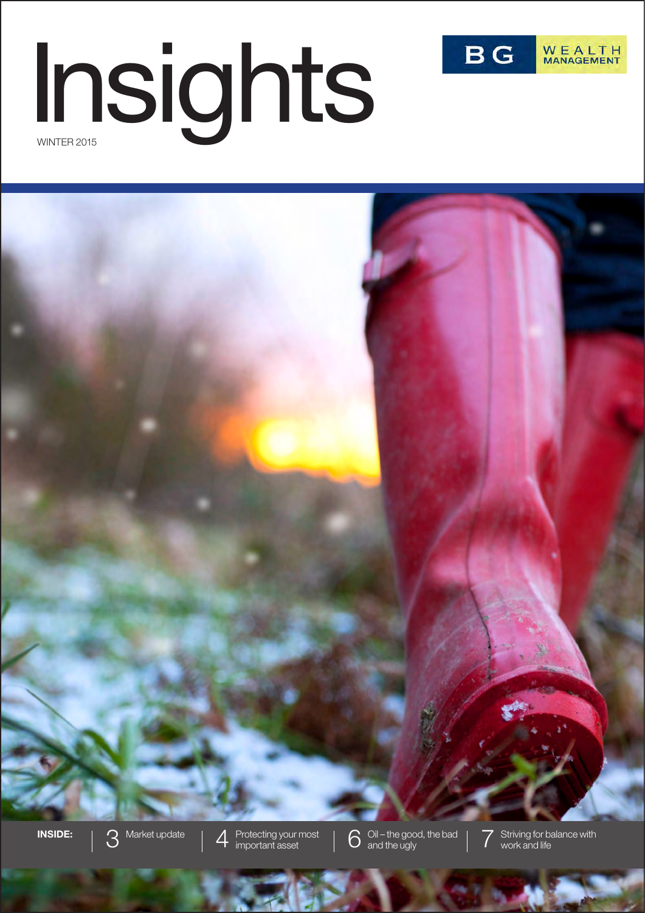# Insights

WINTER 2015

BG WEALTH MANAGEMENT

**INSIDE:**

- 3 Market update
- 4 Protecting your most important asset
- 6 Oil – the good, the bad and the ugly
- 7 Striving for balance with work and life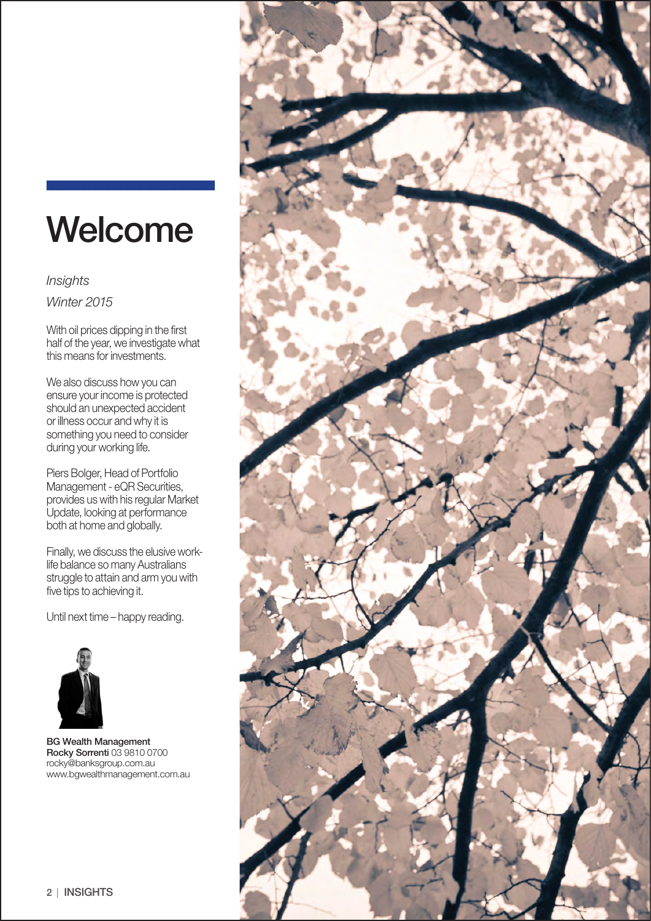# Welcome

*Insights*

*Winter 2015*

With oil prices dipping in the first half of the year, we investigate what this means for investments.

We also discuss how you can ensure your income is protected should an unexpected accident or illness occur and why it is something you need to consider during your working life.

Piers Bolger, Head of Portfolio Management - eQR Securities, provides us with his regular Market Update, looking at performance both at home and globally.

Finally, we discuss the elusive work-life balance so many Australians struggle to attain and arm you with five tips to achieving it.

Until next time – happy reading.

**BG Wealth Management**
**Rocky Sorrenti** 03 9810 0700
rocky@banksgroup.com.au
www.bgwealthmanagement.com.au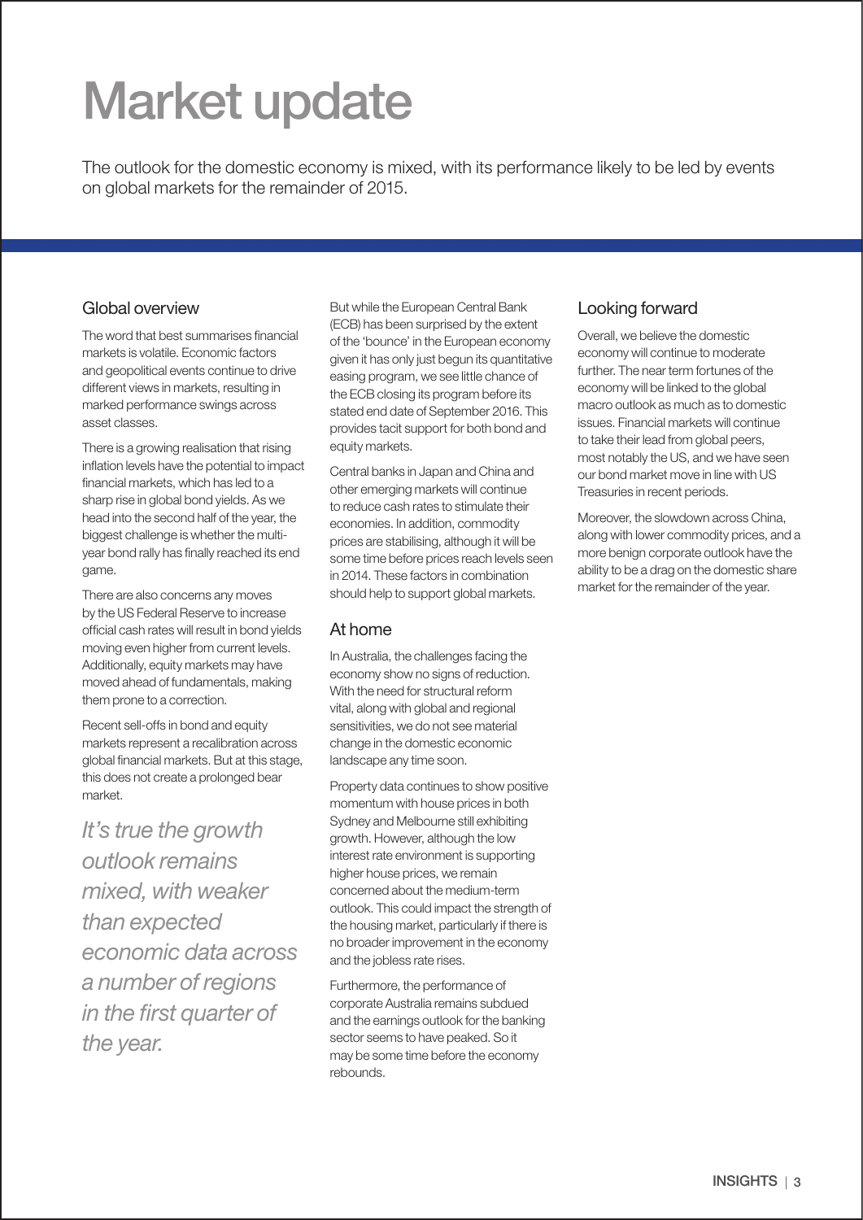# Market update

The outlook for the domestic economy is mixed, with its performance likely to be led by events on global markets for the remainder of 2015.

## Global overview

The word that best summarises financial markets is volatile. Economic factors and geopolitical events continue to drive different views in markets, resulting in marked performance swings across asset classes.

There is a growing realisation that rising inflation levels have the potential to impact financial markets, which has led to a sharp rise in global bond yields. As we head into the second half of the year, the biggest challenge is whether the multi-year bond rally has finally reached its end game.

There are also concerns any moves by the US Federal Reserve to increase official cash rates will result in bond yields moving even higher from current levels. Additionally, equity markets may have moved ahead of fundamentals, making them prone to a correction.

Recent sell-offs in bond and equity markets represent a recalibration across global financial markets. But at this stage, this does not create a prolonged bear market.

*It's true the growth outlook remains mixed, with weaker than expected economic data across a number of regions in the first quarter of the year.*

But while the European Central Bank (ECB) has been surprised by the extent of the 'bounce' in the European economy given it has only just begun its quantitative easing program, we see little chance of the ECB closing its program before its stated end date of September 2016. This provides tacit support for both bond and equity markets.

Central banks in Japan and China and other emerging markets will continue to reduce cash rates to stimulate their economies. In addition, commodity prices are stabilising, although it will be some time before prices reach levels seen in 2014. These factors in combination should help to support global markets.

## At home

In Australia, the challenges facing the economy show no signs of reduction. With the need for structural reform vital, along with global and regional sensitivities, we do not see material change in the domestic economic landscape any time soon.

Property data continues to show positive momentum with house prices in both Sydney and Melbourne still exhibiting growth. However, although the low interest rate environment is supporting higher house prices, we remain concerned about the medium-term outlook. This could impact the strength of the housing market, particularly if there is no broader improvement in the economy and the jobless rate rises.

Furthermore, the performance of corporate Australia remains subdued and the earnings outlook for the banking sector seems to have peaked. So it may be some time before the economy rebounds.

## Looking forward

Overall, we believe the domestic economy will continue to moderate further. The near term fortunes of the economy will be linked to the global macro outlook as much as to domestic issues. Financial markets will continue to take their lead from global peers, most notably the US, and we have seen our bond market move in line with US Treasuries in recent periods.

Moreover, the slowdown across China, along with lower commodity prices, and a more benign corporate outlook have the ability to be a drag on the domestic share market for the remainder of the year.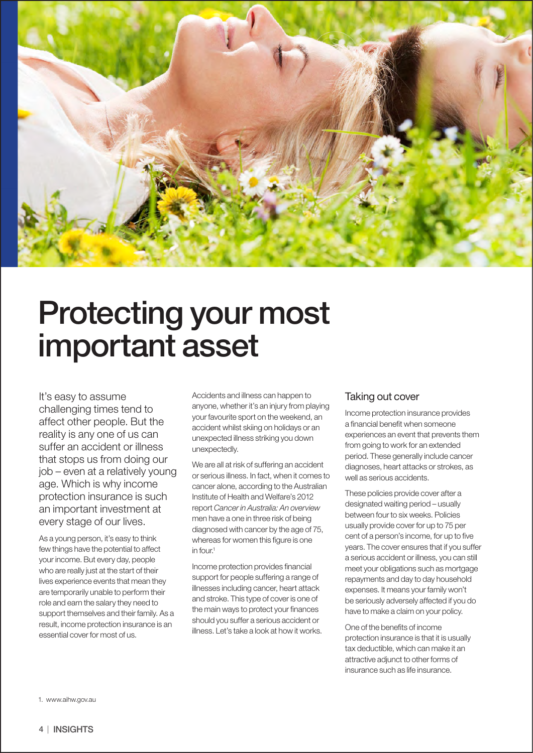# Protecting your most important asset

It's easy to assume challenging times tend to affect other people. But the reality is any one of us can suffer an accident or illness that stops us from doing our job – even at a relatively young age. Which is why income protection insurance is such an important investment at every stage of our lives.

As a young person, it's easy to think few things have the potential to affect your income. But every day, people who are really just at the start of their lives experience events that mean they are temporarily unable to perform their role and earn the salary they need to support themselves and their family. As a result, income protection insurance is an essential cover for most of us.

Accidents and illness can happen to anyone, whether it's an injury from playing your favourite sport on the weekend, an accident whilst skiing on holidays or an unexpected illness striking you down unexpectedly.

We are all at risk of suffering an accident or serious illness. In fact, when it comes to cancer alone, according to the Australian Institute of Health and Welfare's 2012 report *Cancer in Australia: An overview* men have a one in three risk of being diagnosed with cancer by the age of 75, whereas for women this figure is one in four.[1]

Income protection provides financial support for people suffering a range of illnesses including cancer, heart attack and stroke. This type of cover is one of the main ways to protect your finances should you suffer a serious accident or illness. Let's take a look at how it works.

## Taking out cover

Income protection insurance provides a financial benefit when someone experiences an event that prevents them from going to work for an extended period. These generally include cancer diagnoses, heart attacks or strokes, as well as serious accidents.

These policies provide cover after a designated waiting period – usually between four to six weeks. Policies usually provide cover for up to 75 per cent of a person's income, for up to five years. The cover ensures that if you suffer a serious accident or illness, you can still meet your obligations such as mortgage repayments and day to day household expenses. It means your family won't be seriously adversely affected if you do have to make a claim on your policy.

One of the benefits of income protection insurance is that it is usually tax deductible, which can make it an attractive adjunct to other forms of insurance such as life insurance.

1. www.aihw.gov.au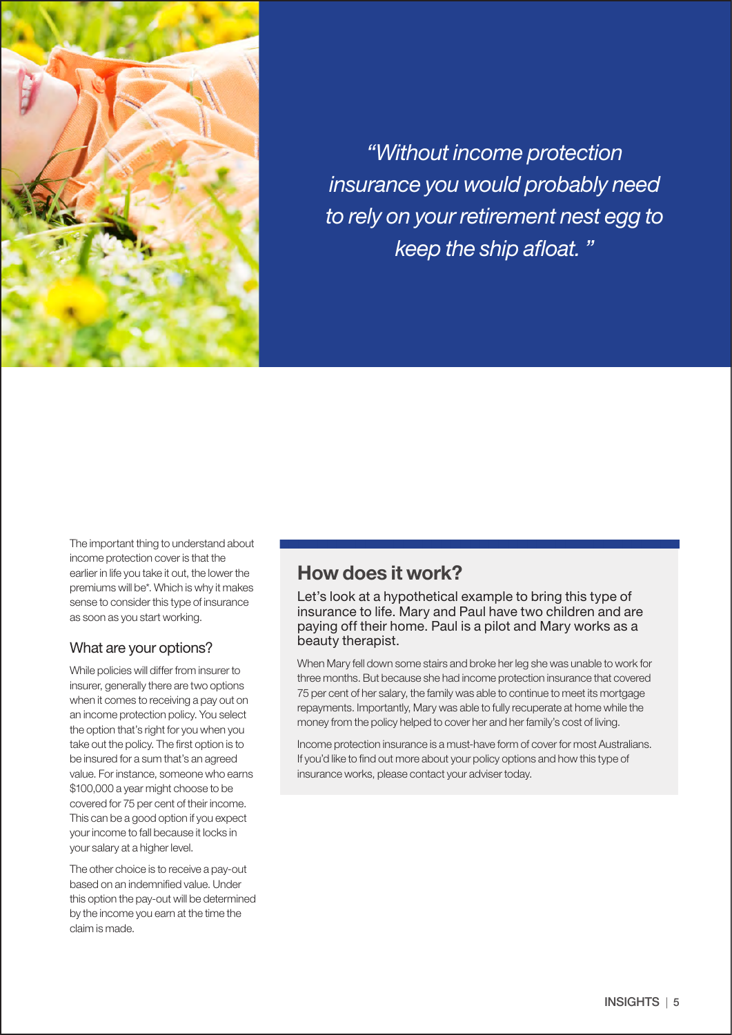*"Without income protection insurance you would probably need to rely on your retirement nest egg to keep the ship afloat. "*

The important thing to understand about income protection cover is that the earlier in life you take it out, the lower the premiums will be*. Which is why it makes sense to consider this type of insurance as soon as you start working.

### What are your options?

While policies will differ from insurer to insurer, generally there are two options when it comes to receiving a pay out on an income protection policy. You select the option that's right for you when you take out the policy. The first option is to be insured for a sum that's an agreed value. For instance, someone who earns $100,000 a year might choose to be covered for 75 per cent of their income. This can be a good option if you expect your income to fall because it locks in your salary at a higher level.

The other choice is to receive a pay-out based on an indemnified value. Under this option the pay-out will be determined by the income you earn at the time the claim is made.

## How does it work?

Let's look at a hypothetical example to bring this type of insurance to life. Mary and Paul have two children and are paying off their home. Paul is a pilot and Mary works as a beauty therapist.

When Mary fell down some stairs and broke her leg she was unable to work for three months. But because she had income protection insurance that covered 75 per cent of her salary, the family was able to continue to meet its mortgage repayments. Importantly, Mary was able to fully recuperate at home while the money from the policy helped to cover her and her family's cost of living.

Income protection insurance is a must-have form of cover for most Australians. If you'd like to find out more about your policy options and how this type of insurance works, please contact your adviser today.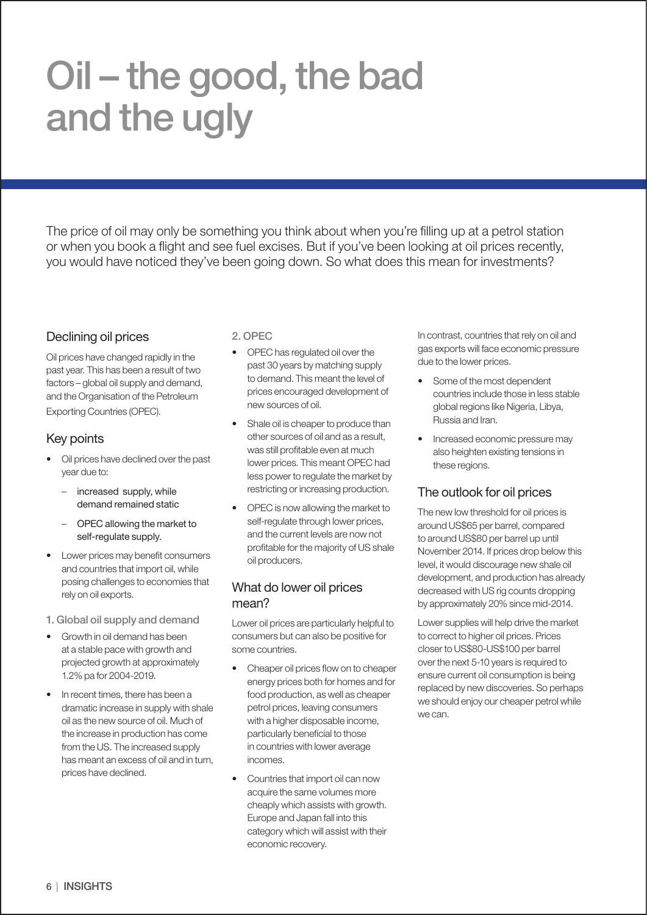# Oil – the good, the bad and the ugly

The price of oil may only be something you think about when you're filling up at a petrol station or when you book a flight and see fuel excises. But if you've been looking at oil prices recently, you would have noticed they've been going down. So what does this mean for investments?

## Declining oil prices

Oil prices have changed rapidly in the past year. This has been a result of two factors – global oil supply and demand, and the Organisation of the Petroleum Exporting Countries (OPEC).

## Key points

- Oil prices have declined over the past year due to:
  - increased supply, while demand remained static
  - OPEC allowing the market to self-regulate supply.
- Lower prices may benefit consumers and countries that import oil, while posing challenges to economies that rely on oil exports.

### 1. Global oil supply and demand

- Growth in oil demand has been at a stable pace with growth and projected growth at approximately 1.2% pa for 2004-2019.
- In recent times, there has been a dramatic increase in supply with shale oil as the new source of oil. Much of the increase in production has come from the US. The increased supply has meant an excess of oil and in turn, prices have declined.

### 2. OPEC

- OPEC has regulated oil over the past 30 years by matching supply to demand. This meant the level of prices encouraged development of new sources of oil.
- Shale oil is cheaper to produce than other sources of oil and as a result, was still profitable even at much lower prices. This meant OPEC had less power to regulate the market by restricting or increasing production.
- OPEC is now allowing the market to self-regulate through lower prices, and the current levels are now not profitable for the majority of US shale oil producers.

## What do lower oil prices mean?

Lower oil prices are particularly helpful to consumers but can also be positive for some countries.

- Cheaper oil prices flow on to cheaper energy prices both for homes and for food production, as well as cheaper petrol prices, leaving consumers with a higher disposable income, particularly beneficial to those in countries with lower average incomes.
- Countries that import oil can now acquire the same volumes more cheaply which assists with growth. Europe and Japan fall into this category which will assist with their economic recovery.

In contrast, countries that rely on oil and gas exports will face economic pressure due to the lower prices.

- Some of the most dependent countries include those in less stable global regions like Nigeria, Libya, Russia and Iran.
- Increased economic pressure may also heighten existing tensions in these regions.

## The outlook for oil prices

The new low threshold for oil prices is around US$65 per barrel, compared to around US$80 per barrel up until November 2014. If prices drop below this level, it would discourage new shale oil development, and production has already decreased with US rig counts dropping by approximately 20% since mid-2014.

Lower supplies will help drive the market to correct to higher oil prices. Prices closer to US$80-US$100 per barrel over the next 5-10 years is required to ensure current oil consumption is being replaced by new discoveries. So perhaps we should enjoy our cheaper petrol while we can.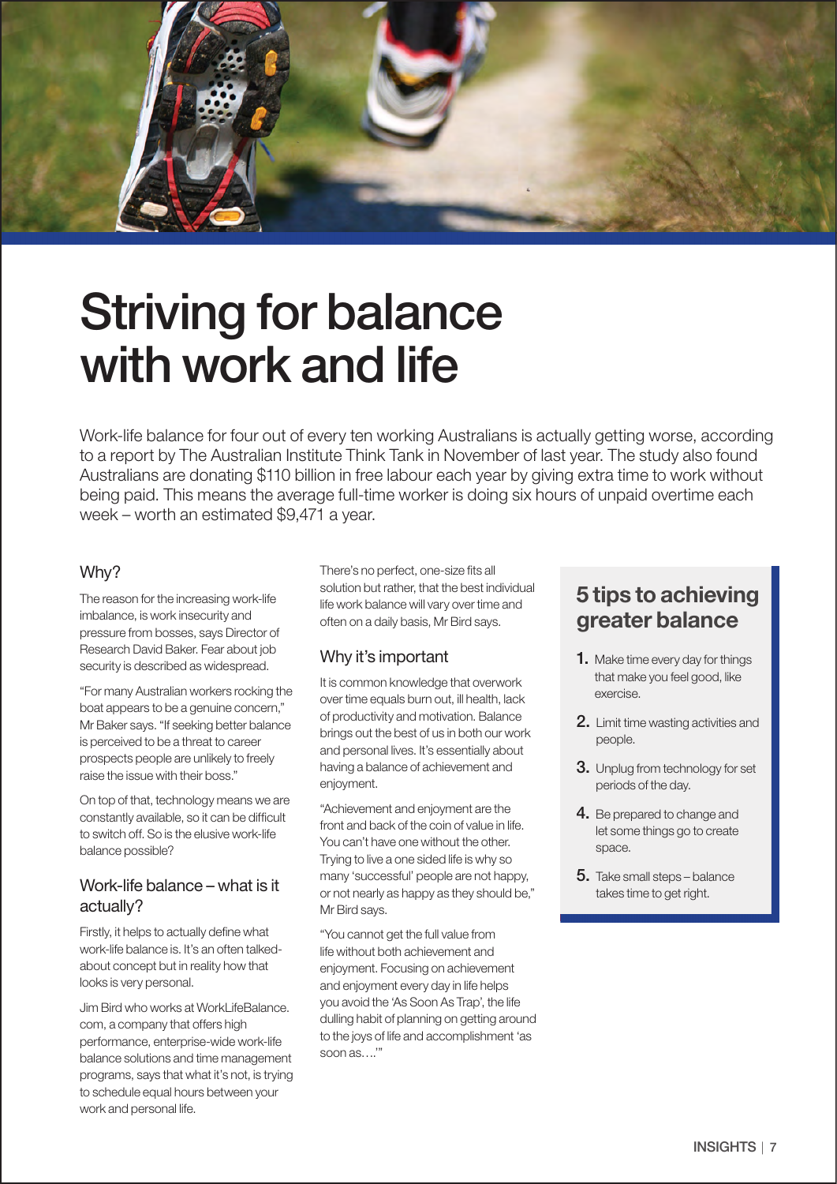# Striving for balance with work and life

Work-life balance for four out of every ten working Australians is actually getting worse, according to a report by The Australian Institute Think Tank in November of last year. The study also found Australians are donating $110 billion in free labour each year by giving extra time to work without being paid. This means the average full-time worker is doing six hours of unpaid overtime each week – worth an estimated $9,471 a year.

## Why?

The reason for the increasing work-life imbalance, is work insecurity and pressure from bosses, says Director of Research David Baker. Fear about job security is described as widespread.

"For many Australian workers rocking the boat appears to be a genuine concern," Mr Baker says. "If seeking better balance is perceived to be a threat to career prospects people are unlikely to freely raise the issue with their boss."

On top of that, technology means we are constantly available, so it can be difficult to switch off. So is the elusive work-life balance possible?

## Work-life balance – what is it actually?

Firstly, it helps to actually define what work-life balance is. It's an often talked-about concept but in reality how that looks is very personal.

Jim Bird who works at WorkLifeBalance.com, a company that offers high performance, enterprise-wide work-life balance solutions and time management programs, says that what it's not, is trying to schedule equal hours between your work and personal life.

There's no perfect, one-size fits all solution but rather, that the best individual life work balance will vary over time and often on a daily basis, Mr Bird says.

## Why it's important

It is common knowledge that overwork over time equals burn out, ill health, lack of productivity and motivation. Balance brings out the best of us in both our work and personal lives. It's essentially about having a balance of achievement and enjoyment.

"Achievement and enjoyment are the front and back of the coin of value in life. You can't have one without the other. Trying to live a one sided life is why so many 'successful' people are not happy, or not nearly as happy as they should be," Mr Bird says.

"You cannot get the full value from life without both achievement and enjoyment. Focusing on achievement and enjoyment every day in life helps you avoid the 'As Soon As Trap', the life dulling habit of planning on getting around to the joys of life and accomplishment 'as soon as….'"

## 5 tips to achieving greater balance

1. Make time every day for things that make you feel good, like exercise.
2. Limit time wasting activities and people.
3. Unplug from technology for set periods of the day.
4. Be prepared to change and let some things go to create space.
5. Take small steps – balance takes time to get right.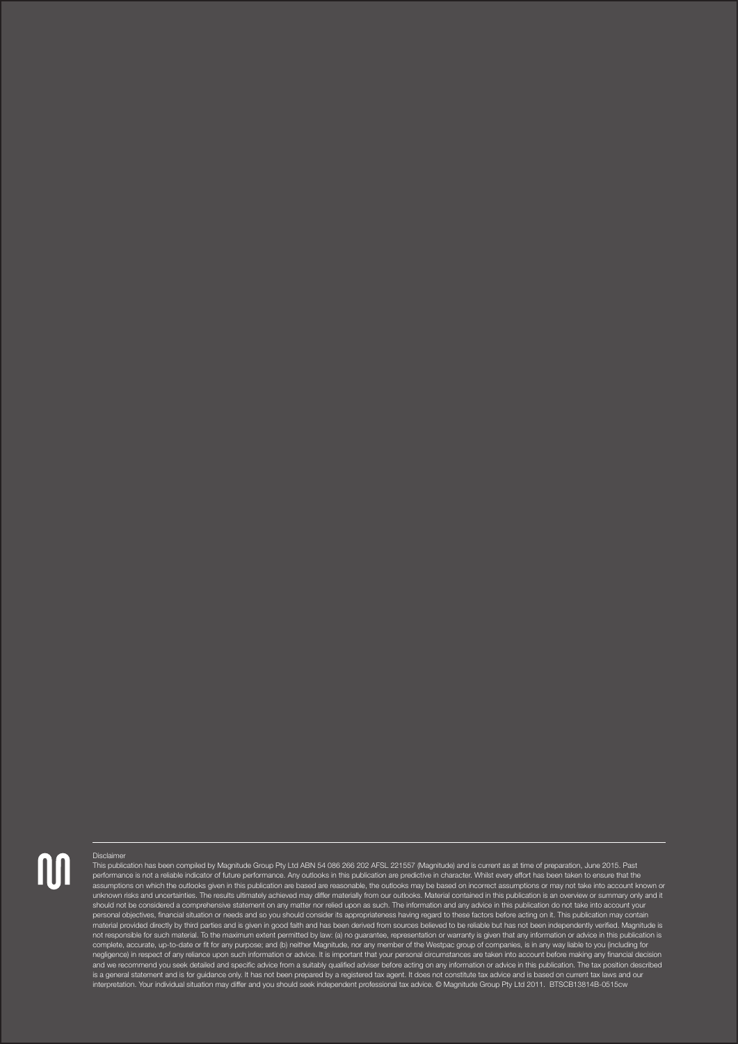Disclaimer

This publication has been compiled by Magnitude Group Pty Ltd ABN 54 086 266 202 AFSL 221557 (Magnitude) and is current as at time of preparation, June 2015. Past performance is not a reliable indicator of future performance. Any outlooks in this publication are predictive in character. Whilst every effort has been taken to ensure that the assumptions on which the outlooks given in this publication are based are reasonable, the outlooks may be based on incorrect assumptions or may not take into account known or unknown risks and uncertainties. The results ultimately achieved may differ materially from our outlooks. Material contained in this publication is an overview or summary only and it should not be considered a comprehensive statement on any matter nor relied upon as such. The information and any advice in this publication do not take into account your personal objectives, financial situation or needs and so you should consider its appropriateness having regard to these factors before acting on it. This publication may contain material provided directly by third parties and is given in good faith and has been derived from sources believed to be reliable but has not been independently verified. Magnitude is not responsible for such material. To the maximum extent permitted by law: (a) no guarantee, representation or warranty is given that any information or advice in this publication is complete, accurate, up-to-date or fit for any purpose; and (b) neither Magnitude, nor any member of the Westpac group of companies, is in any way liable to you (including for negligence) in respect of any reliance upon such information or advice. It is important that your personal circumstances are taken into account before making any financial decision and we recommend you seek detailed and specific advice from a suitably qualified adviser before acting on any information or advice in this publication. The tax position described is a general statement and is for guidance only. It has not been prepared by a registered tax agent. It does not constitute tax advice and is based on current tax laws and our interpretation. Your individual situation may differ and you should seek independent professional tax advice. © Magnitude Group Pty Ltd 2011. BTSCB13814B-0515cw